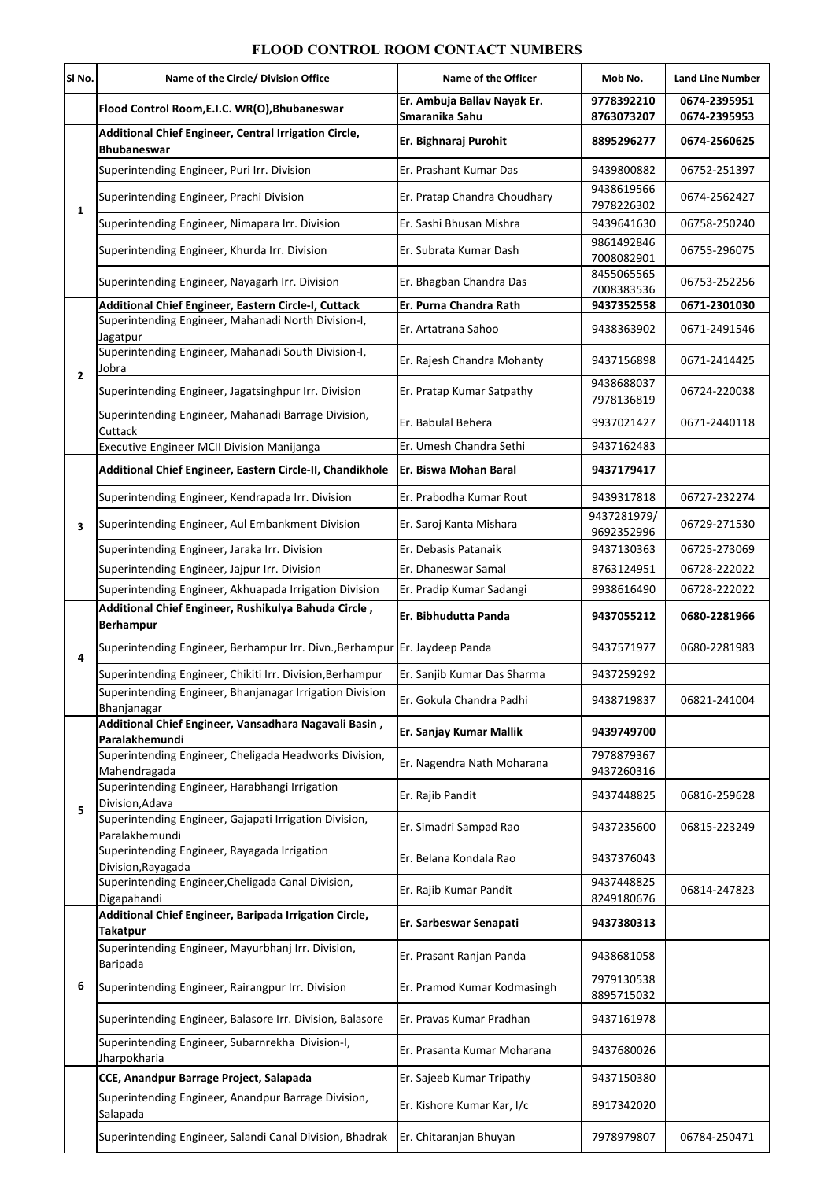# FLOOD CONTROL ROOM CONTACT NUMBERS

| Sl No. | Name of the Circle/ Division Office | Name of the Officer | Mob No. | Land Line Number |
|---|---|---|---|---|
| | **Flood Control Room,E.I.C. WR(O),Bhubaneswar** | **Er. Ambuja Ballav Nayak Er. Smaranika Sahu** | **9778392210 8763073207** | **0674-2395951 0674-2395953** |
| 1 | **Additional Chief Engineer, Central Irrigation Circle, Bhubaneswar** | **Er. Bighnaraj Purohit** | **8895296277** | **0674-2560625** |
| | Superintending Engineer, Puri Irr. Division | Er. Prashant Kumar Das | 9439800882 | 06752-251397 |
| | Superintending Engineer, Prachi Division | Er. Pratap Chandra Choudhary | 9438619566 7978226302 | 0674-2562427 |
| | Superintending Engineer, Nimapara Irr. Division | Er. Sashi Bhusan Mishra | 9439641630 | 06758-250240 |
| | Superintending Engineer, Khurda Irr. Division | Er. Subrata Kumar Dash | 9861492846 7008082901 | 06755-296075 |
| | Superintending Engineer, Nayagarh Irr. Division | Er. Bhagban Chandra Das | 8455065565 7008383536 | 06753-252256 |
| 2 | **Additional Chief Engineer, Eastern Circle-I, Cuttack** | **Er. Purna Chandra Rath** | **9437352558** | **0671-2301030** |
| | Superintending Engineer, Mahanadi North Division-I, Jagatpur | Er. Artatrana Sahoo | 9438363902 | 0671-2491546 |
| | Superintending Engineer, Mahanadi South Division-I, Jobra | Er. Rajesh Chandra Mohanty | 9437156898 | 0671-2414425 |
| | Superintending Engineer, Jagatsinghpur Irr. Division | Er. Pratap Kumar Satpathy | 9438688037 7978136819 | 06724-220038 |
| | Superintending Engineer, Mahanadi Barrage Division, Cuttack | Er. Babulal Behera | 9937021427 | 0671-2440118 |
| | Executive Engineer MCII Division Manijanga | Er. Umesh Chandra Sethi | 9437162483 | |
| 3 | **Additional Chief Engineer, Eastern Circle-II, Chandikhole** | **Er. Biswa Mohan Baral** | **9437179417** | |
| | Superintending Engineer, Kendrapada Irr. Division | Er. Prabodha Kumar Rout | 9439317818 | 06727-232274 |
| | Superintending Engineer, Aul Embankment Division | Er. Saroj Kanta Mishara | 9437281979/ 9692352996 | 06729-271530 |
| | Superintending Engineer, Jaraka Irr. Division | Er. Debasis Patanaik | 9437130363 | 06725-273069 |
| | Superintending Engineer, Jajpur Irr. Division | Er. Dhaneswar Samal | 8763124951 | 06728-222022 |
| | Superintending Engineer, Akhuapada Irrigation Division | Er. Pradip Kumar Sadangi | 9938616490 | 06728-222022 |
| 4 | **Additional Chief Engineer, Rushikulya Bahuda Circle , Berhampur** | **Er. Bibhudutta Panda** | **9437055212** | **0680-2281966** |
| | Superintending Engineer, Berhampur Irr. Divn.,Berhampur | Er. Jaydeep Panda | 9437571977 | 0680-2281983 |
| | Superintending Engineer, Chikiti Irr. Division,Berhampur | Er. Sanjib Kumar Das Sharma | 9437259292 | |
| | Superintending Engineer, Bhanjanagar Irrigation Division Bhanjanagar | Er. Gokula Chandra Padhi | 9438719837 | 06821-241004 |
| 5 | **Additional Chief Engineer, Vansadhara Nagavali Basin , Paralakhemundi** | **Er. Sanjay Kumar Mallik** | **9439749700** | |
| | Superintending Engineer, Cheligada Headworks Division, Mahendragada | Er. Nagendra Nath Moharana | 7978879367 9437260316 | |
| | Superintending Engineer, Harabhangi Irrigation Division,Adava | Er. Rajib Pandit | 9437448825 | 06816-259628 |
| | Superintending Engineer, Gajapati Irrigation Division, Paralakhemundi | Er. Simadri Sampad Rao | 9437235600 | 06815-223249 |
| | Superintending Engineer, Rayagada Irrigation Division,Rayagada | Er. Belana Kondala Rao | 9437376043 | |
| | Superintending Engineer,Cheligada Canal Division, Digapahandi | Er. Rajib Kumar Pandit | 9437448825 8249180676 | 06814-247823 |
| 6 | **Additional Chief Engineer, Baripada Irrigation Circle, Takatpur** | **Er. Sarbeswar Senapati** | **9437380313** | |
| | Superintending Engineer, Mayurbhanj Irr. Division, Baripada | Er. Prasant Ranjan Panda | 9438681058 | |
| | Superintending Engineer, Rairangpur Irr. Division | Er. Pramod Kumar Kodmasingh | 7979130538 8895715032 | |
| | Superintending Engineer, Balasore Irr. Division, Balasore | Er. Pravas Kumar Pradhan | 9437161978 | |
| | Superintending Engineer, Subarnrekha Division-I, Jharpokharia | Er. Prasanta Kumar Moharana | 9437680026 | |
| | **CCE, Anandpur Barrage Project, Salapada** | Er. Sajeeb Kumar Tripathy | 9437150380 | |
| | Superintending Engineer, Anandpur Barrage Division, Salapada | Er. Kishore Kumar Kar, I/c | 8917342020 | |
| | Superintending Engineer, Salandi Canal Division, Bhadrak | Er. Chitaranjan Bhuyan | 7978979807 | 06784-250471 |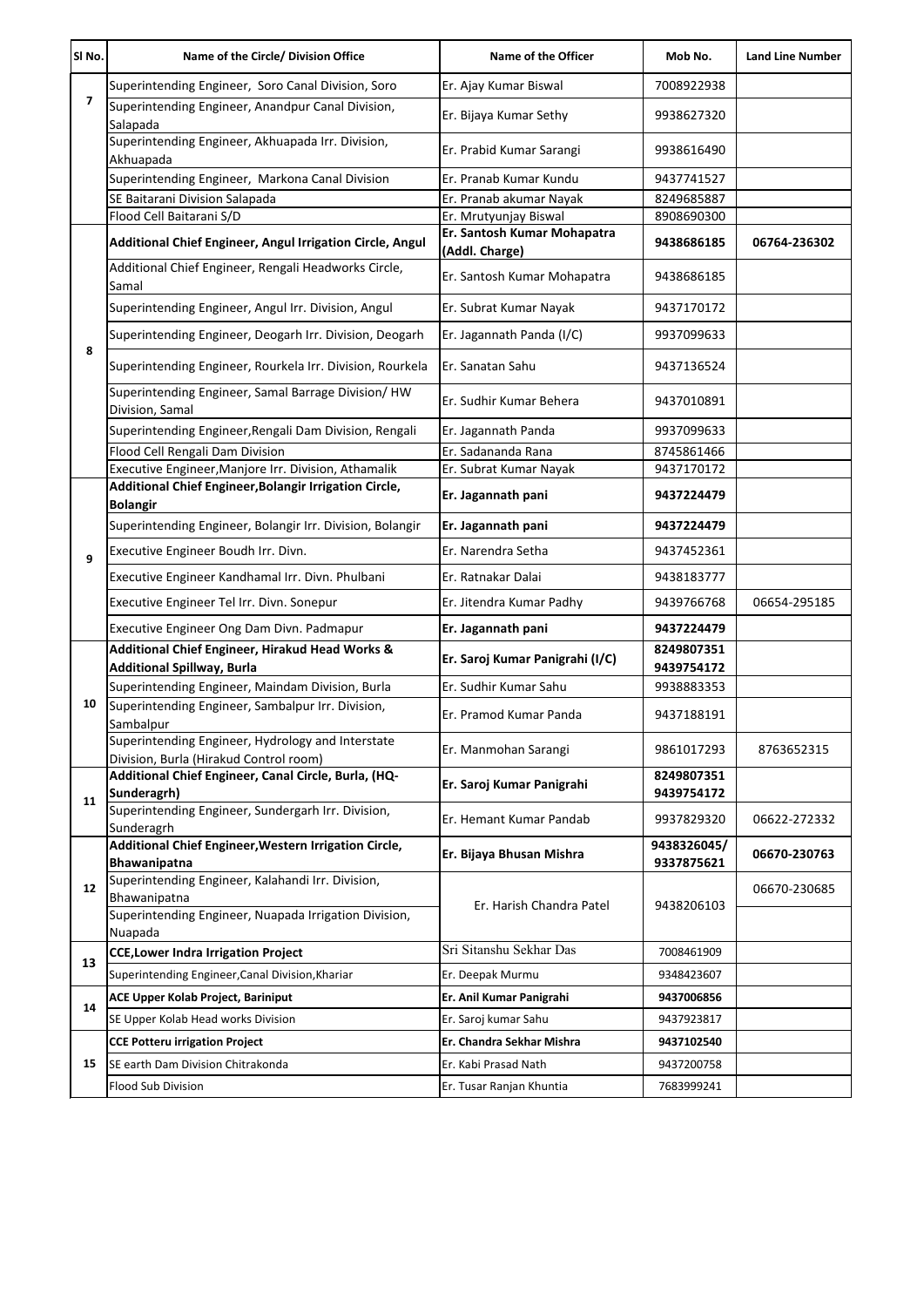| Sl No. | Name of the Circle/ Division Office | Name of the Officer | Mob No. | Land Line Number |
|---|---|---|---|---|
| 7 | Superintending Engineer, Soro Canal Division, Soro | Er. Ajay Kumar Biswal | 7008922938 | |
| | Superintending Engineer, Anandpur Canal Division, Salapada | Er. Bijaya Kumar Sethy | 9938627320 | |
| | Superintending Engineer, Akhuapada Irr. Division, Akhuapada | Er. Prabid Kumar Sarangi | 9938616490 | |
| | Superintending Engineer, Markona Canal Division | Er. Pranab Kumar Kundu | 9437741527 | |
| | SE Baitarani Division Salapada | Er. Pranab akumar Nayak | 8249685887 | |
| | Flood Cell Baitarani S/D | Er. Mrutyunjay Biswal | 8908690300 | |
| 8 | **Additional Chief Engineer, Angul Irrigation Circle, Angul** | **Er. Santosh Kumar Mohapatra (Addl. Charge)** | **9438686185** | **06764-236302** |
| | Additional Chief Engineer, Rengali Headworks Circle, Samal | Er. Santosh Kumar Mohapatra | 9438686185 | |
| | Superintending Engineer, Angul Irr. Division, Angul | Er. Subrat Kumar Nayak | 9437170172 | |
| | Superintending Engineer, Deogarh Irr. Division, Deogarh | Er. Jagannath Panda (I/C) | 9937099633 | |
| | Superintending Engineer, Rourkela Irr. Division, Rourkela | Er. Sanatan Sahu | 9437136524 | |
| | Superintending Engineer, Samal Barrage Division/ HW Division, Samal | Er. Sudhir Kumar Behera | 9437010891 | |
| | Superintending Engineer,Rengali Dam Division, Rengali | Er. Jagannath Panda | 9937099633 | |
| | Flood Cell Rengali Dam Division | Er. Sadananda Rana | 8745861466 | |
| | Executive Engineer,Manjore Irr. Division, Athamalik | Er. Subrat Kumar Nayak | 9437170172 | |
| 9 | **Additional Chief Engineer,Bolangir Irrigation Circle, Bolangir** | **Er. Jagannath pani** | **9437224479** | |
| | Superintending Engineer, Bolangir Irr. Division, Bolangir | **Er. Jagannath pani** | **9437224479** | |
| | Executive Engineer Boudh Irr. Divn. | Er. Narendra Setha | 9437452361 | |
| | Executive Engineer Kandhamal Irr. Divn. Phulbani | Er. Ratnakar Dalai | 9438183777 | |
| | Executive Engineer Tel Irr. Divn. Sonepur | Er. Jitendra Kumar Padhy | 9439766768 | 06654-295185 |
| | Executive Engineer Ong Dam Divn. Padmapur | **Er. Jagannath pani** | **9437224479** | |
| 10 | **Additional Chief Engineer, Hirakud Head Works & Additional Spillway, Burla** | **Er. Saroj Kumar Panigrahi (I/C)** | **8249807351 9439754172** | |
| | Superintending Engineer, Maindam Division, Burla | Er. Sudhir Kumar Sahu | 9938883353 | |
| | Superintending Engineer, Sambalpur Irr. Division, Sambalpur | Er. Pramod Kumar Panda | 9437188191 | |
| | Superintending Engineer, Hydrology and Interstate Division, Burla (Hirakud Control room) | Er. Manmohan Sarangi | 9861017293 | 8763652315 |
| 11 | **Additional Chief Engineer, Canal Circle, Burla, (HQ-Sunderagrh)** | **Er. Saroj Kumar Panigrahi** | **8249807351 9439754172** | |
| | Superintending Engineer, Sundergarh Irr. Division, Sunderagrh | Er. Hemant Kumar Pandab | 9937829320 | 06622-272332 |
| 12 | **Additional Chief Engineer,Western Irrigation Circle, Bhawanipatna** | **Er. Bijaya Bhusan Mishra** | **9438326045/ 9337875621** | **06670-230763** |
| | Superintending Engineer, Kalahandi Irr. Division, Bhawanipatna | Er. Harish Chandra Patel | 9438206103 | 06670-230685 |
| | Superintending Engineer, Nuapada Irrigation Division, Nuapada | | | |
| 13 | **CCE,Lower Indra Irrigation Project** | Sri Sitanshu Sekhar Das | 7008461909 | |
| | Superintending Engineer,Canal Division,Khariar | Er. Deepak Murmu | 9348423607 | |
| 14 | **ACE Upper Kolab Project, Bariniput** | **Er. Anil Kumar Panigrahi** | **9437006856** | |
| | SE Upper Kolab Head works Division | Er. Saroj kumar Sahu | 9437923817 | |
| 15 | **CCE Potteru irrigation Project** | **Er. Chandra Sekhar Mishra** | **9437102540** | |
| | SE earth Dam Division Chitrakonda | Er. Kabi Prasad Nath | 9437200758 | |
| | Flood Sub Division | Er. Tusar Ranjan Khuntia | 7683999241 | |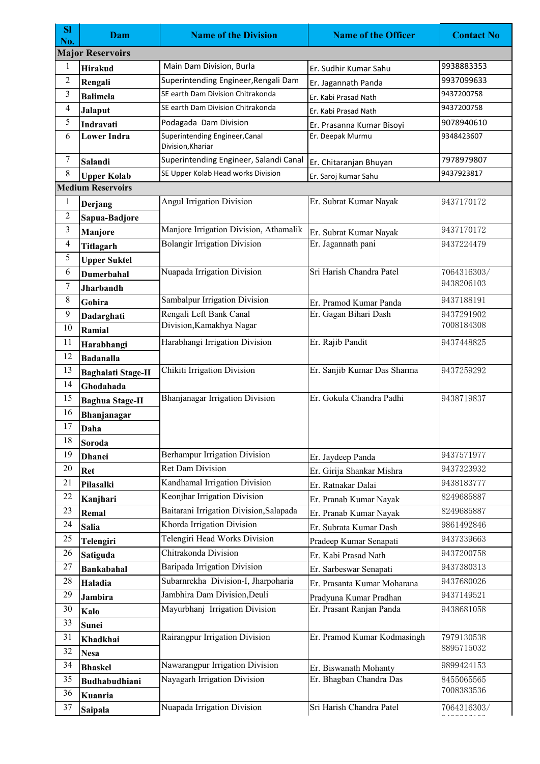| Sl No. | Dam | Name of the Division | Name of the Officer | Contact No |
|---|---|---|---|---|
| **Major Reservoirs** | | | | |
| 1 | **Hirakud** | Main Dam Division, Burla | Er. Sudhir Kumar Sahu | 9938883353 |
| 2 | **Rengali** | Superintending Engineer,Rengali Dam | Er. Jagannath Panda | 9937099633 |
| 3 | **Balimela** | SE earth Dam Division Chitrakonda | Er. Kabi Prasad Nath | 9437200758 |
| 4 | **Jalaput** | SE earth Dam Division Chitrakonda | Er. Kabi Prasad Nath | 9437200758 |
| 5 | **Indravati** | Podagada Dam Division | Er. Prasanna Kumar Bisoyi | 9078940610 |
| 6 | **Lower Indra** | Superintending Engineer,Canal Division,Khariar | Er. Deepak Murmu | 9348423607 |
| 7 | **Salandi** | Superintending Engineer, Salandi Canal | Er. Chitaranjan Bhuyan | 7978979807 |
| 8 | **Upper Kolab** | SE Upper Kolab Head works Division | Er. Saroj kumar Sahu | 9437923817 |
| **Medium Reservoirs** | | | | |
| 1 | **Derjang** | Angul Irrigation Division | Er. Subrat Kumar Nayak | 9437170172 |
| 2 | **Sapua-Badjore** | | | |
| 3 | **Manjore** | Manjore Irrigation Division, Athamalik | Er. Subrat Kumar Nayak | 9437170172 |
| 4 | **Titlagarh** | Bolangir Irrigation Division | Er. Jagannath pani | 9437224479 |
| 5 | **Upper Suktel** | | | |
| 6 | **Dumerbahal** | Nuapada Irrigation Division | Sri Harish Chandra Patel | 7064316303/ 9438206103 |
| 7 | **Jharbandh** | | | |
| 8 | **Gohira** | Sambalpur Irrigation Division | Er. Pramod Kumar Panda | 9437188191 |
| 9 | **Dadarghati** | Rengali Left Bank Canal Division,Kamakhya Nagar | Er. Gagan Bihari Dash | 9437291902 7008184308 |
| 10 | **Ramial** | | | |
| 11 | **Harabhangi** | Harabhangi Irrigation Division | Er. Rajib Pandit | 9437448825 |
| 12 | **Badanalla** | | | |
| 13 | **Baghalati Stage-II** | Chikiti Irrigation Division | Er. Sanjib Kumar Das Sharma | 9437259292 |
| 14 | **Ghodahada** | | | |
| 15 | **Baghua Stage-II** | Bhanjanagar Irrigation Division | Er. Gokula Chandra Padhi | 9438719837 |
| 16 | **Bhanjanagar** | | | |
| 17 | **Daha** | | | |
| 18 | **Soroda** | | | |
| 19 | **Dhanei** | Berhampur Irrigation Division | Er. Jaydeep Panda | 9437571977 |
| 20 | **Ret** | Ret Dam Division | Er. Girija Shankar Mishra | 9437323932 |
| 21 | **Pilasalki** | Kandhamal Irrigation Division | Er. Ratnakar Dalai | 9438183777 |
| 22 | **Kanjhari** | Keonjhar Irrigation Division | Er. Pranab Kumar Nayak | 8249685887 |
| 23 | **Remal** | Baitarani Irrigation Division,Salapada | Er. Pranab Kumar Nayak | 8249685887 |
| 24 | **Salia** | Khorda Irrigation Division | Er. Subrata Kumar Dash | 9861492846 |
| 25 | **Telengiri** | Telengiri Head Works Division | Pradeep Kumar Senapati | 9437339663 |
| 26 | **Satiguda** | Chitrakonda Division | Er. Kabi Prasad Nath | 9437200758 |
| 27 | **Bankabahal** | Baripada Irrigation Division | Er. Sarbeswar Senapati | 9437380313 |
| 28 | **Haladia** | Subarnrekha Division-I, Jharpoharia | Er. Prasanta Kumar Moharana | 9437680026 |
| 29 | **Jambira** | Jambhira Dam Division,Deuli | Pradyuna Kumar Pradhan | 9437149521 |
| 30 | **Kalo** | Mayurbhanj Irrigation Division | Er. Prasant Ranjan Panda | 9438681058 |
| 33 | **Sunei** | | | |
| 31 | **Khadkhai** | Rairangpur Irrigation Division | Er. Pramod Kumar Kodmasingh | 7979130538 8895715032 |
| 32 | **Nesa** | | | |
| 34 | **Bhaskel** | Nawarangpur Irrigation Division | Er. Biswanath Mohanty | 9899424153 |
| 35 | **Budhabudhiani** | Nayagarh Irrigation Division | Er. Bhagban Chandra Das | 8455065565 7008383536 |
| 36 | **Kuanria** | | | |
| 37 | **Saipala** | Nuapada Irrigation Division | Sri Harish Chandra Patel | 7064316303/ |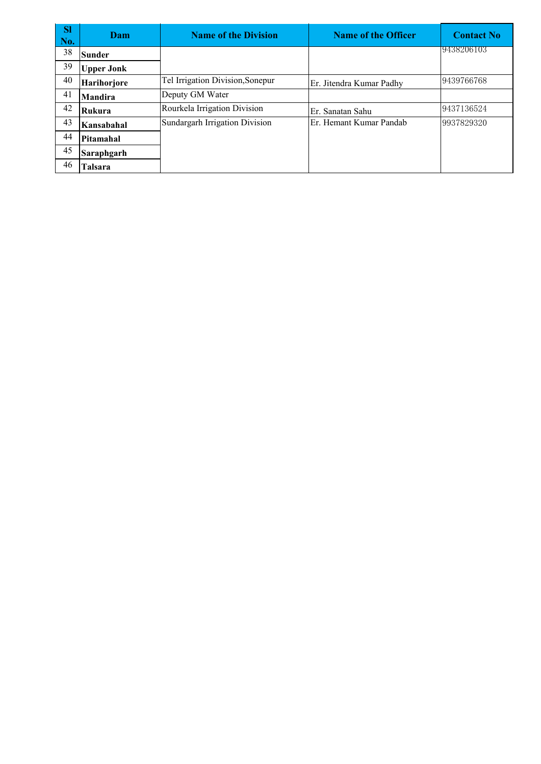| Sl No. | Dam | Name of the Division | Name of the Officer | Contact No |
|---|---|---|---|---|
| 38 | **Sunder** | | | 9438206103 |
| 39 | **Upper Jonk** | | | |
| 40 | **Harihorjore** | Tel Irrigation Division,Sonepur | Er. Jitendra Kumar Padhy | 9439766768 |
| 41 | **Mandira** | Deputy GM Water | | |
| 42 | **Rukura** | Rourkela Irrigation Division | Er. Sanatan Sahu | 9437136524 |
| 43 | **Kansabahal** | Sundargarh Irrigation Division | Er. Hemant Kumar Pandab | 9937829320 |
| 44 | **Pitamahal** | | | |
| 45 | **Saraphgarh** | | | |
| 46 | **Talsara** | | | |